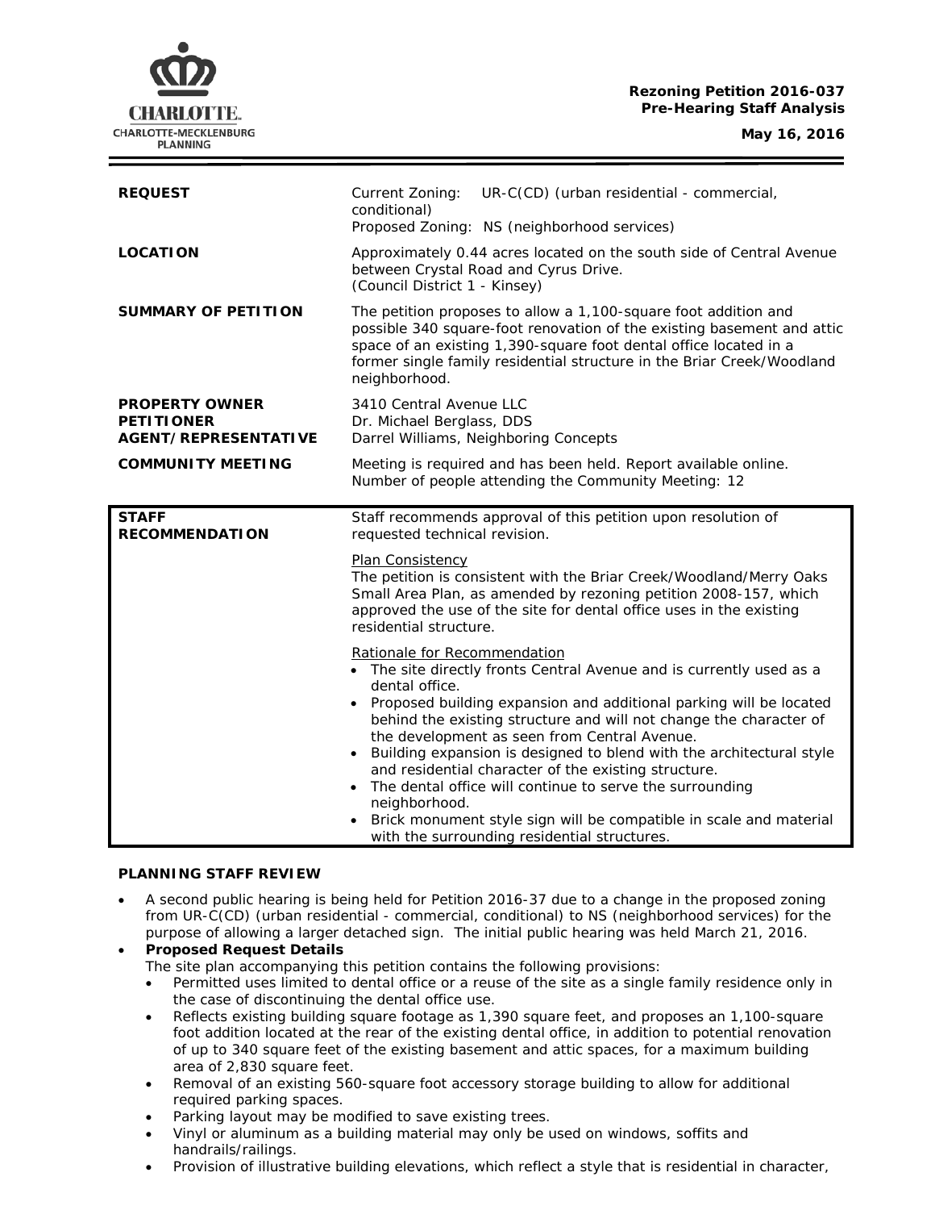**Rezoning Petition 2016-037**
**Pre-Hearing Staff Analysis**

**May 16, 2016**

| | |
|---|---|
| **REQUEST** | Current Zoning: UR-C(CD) (urban residential - commercial, conditional)<br>Proposed Zoning: NS (neighborhood services) |
| **LOCATION** | Approximately 0.44 acres located on the south side of Central Avenue between Crystal Road and Cyrus Drive.<br>(Council District 1 - Kinsey) |
| **SUMMARY OF PETITION** | The petition proposes to allow a 1,100-square foot addition and possible 340 square-foot renovation of the existing basement and attic space of an existing 1,390-square foot dental office located in a former single family residential structure in the Briar Creek/Woodland neighborhood. |
| **PROPERTY OWNER**<br>**PETITIONER**<br>**AGENT/REPRESENTATIVE** | 3410 Central Avenue LLC<br>Dr. Michael Berglass, DDS<br>Darrel Williams, Neighboring Concepts |
| **COMMUNITY MEETING** | Meeting is required and has been held. Report available online.<br>Number of people attending the Community Meeting: 12 |

| | |
|---|---|
| **STAFF RECOMMENDATION** | Staff recommends approval of this petition upon resolution of requested technical revision.<br><br>Plan Consistency<br>The petition is consistent with the Briar Creek/Woodland/Merry Oaks Small Area Plan, as amended by rezoning petition 2008-157, which approved the use of the site for dental office uses in the existing residential structure.<br><br>Rationale for Recommendation<br>• The site directly fronts Central Avenue and is currently used as a dental office.<br>• Proposed building expansion and additional parking will be located behind the existing structure and will not change the character of the development as seen from Central Avenue.<br>• Building expansion is designed to blend with the architectural style and residential character of the existing structure.<br>• The dental office will continue to serve the surrounding neighborhood.<br>• Brick monument style sign will be compatible in scale and material with the surrounding residential structures. |

**PLANNING STAFF REVIEW**

- A second public hearing is being held for Petition 2016-37 due to a change in the proposed zoning from UR-C(CD) (urban residential - commercial, conditional) to NS (neighborhood services) for the purpose of allowing a larger detached sign. The initial public hearing was held March 21, 2016.
- **Proposed Request Details**
  The site plan accompanying this petition contains the following provisions:
  - Permitted uses limited to dental office or a reuse of the site as a single family residence only in the case of discontinuing the dental office use.
  - Reflects existing building square footage as 1,390 square feet, and proposes an 1,100-square foot addition located at the rear of the existing dental office, in addition to potential renovation of up to 340 square feet of the existing basement and attic spaces, for a maximum building area of 2,830 square feet.
  - Removal of an existing 560-square foot accessory storage building to allow for additional required parking spaces.
  - Parking layout may be modified to save existing trees.
  - Vinyl or aluminum as a building material may only be used on windows, soffits and handrails/railings.
  - Provision of illustrative building elevations, which reflect a style that is residential in character,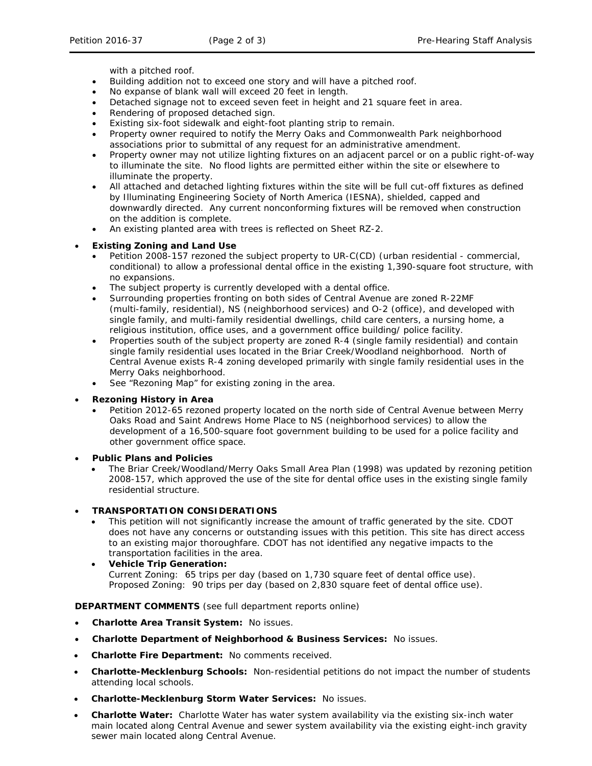with a pitched roof.

- Building addition not to exceed one story and will have a pitched roof.
- No expanse of blank wall will exceed 20 feet in length.
- Detached signage not to exceed seven feet in height and 21 square feet in area.
- Rendering of proposed detached sign.
- Existing six-foot sidewalk and eight-foot planting strip to remain.
- Property owner required to notify the Merry Oaks and Commonwealth Park neighborhood associations prior to submittal of any request for an administrative amendment.
- Property owner may not utilize lighting fixtures on an adjacent parcel or on a public right-of-way to illuminate the site. No flood lights are permitted either within the site or elsewhere to illuminate the property.
- All attached and detached lighting fixtures within the site will be full cut-off fixtures as defined by Illuminating Engineering Society of North America (IESNA), shielded, capped and downwardly directed. Any current nonconforming fixtures will be removed when construction on the addition is complete.
- An existing planted area with trees is reflected on Sheet RZ-2.

- **Existing Zoning and Land Use**
  - Petition 2008-157 rezoned the subject property to UR-C(CD) (urban residential - commercial, conditional) to allow a professional dental office in the existing 1,390-square foot structure, with no expansions.
  - The subject property is currently developed with a dental office.
  - Surrounding properties fronting on both sides of Central Avenue are zoned R-22MF (multi-family, residential), NS (neighborhood services) and O-2 (office), and developed with single family, and multi-family residential dwellings, child care centers, a nursing home, a religious institution, office uses, and a government office building/ police facility.
  - Properties south of the subject property are zoned R-4 (single family residential) and contain single family residential uses located in the Briar Creek/Woodland neighborhood. North of Central Avenue exists R-4 zoning developed primarily with single family residential uses in the Merry Oaks neighborhood.
  - See "Rezoning Map" for existing zoning in the area.

- **Rezoning History in Area**
  - Petition 2012-65 rezoned property located on the north side of Central Avenue between Merry Oaks Road and Saint Andrews Home Place to NS (neighborhood services) to allow the development of a 16,500-square foot government building to be used for a police facility and other government office space.

- **Public Plans and Policies**
  - The Briar Creek/Woodland/Merry Oaks Small Area Plan (1998) was updated by rezoning petition 2008-157, which approved the use of the site for dental office uses in the existing single family residential structure.

- **TRANSPORTATION CONSIDERATIONS**
  - This petition will not significantly increase the amount of traffic generated by the site. CDOT does not have any concerns or outstanding issues with this petition. This site has direct access to an existing major thoroughfare. CDOT has not identified any negative impacts to the transportation facilities in the area.
  - **Vehicle Trip Generation:**
    Current Zoning: 65 trips per day (based on 1,730 square feet of dental office use).
    Proposed Zoning: 90 trips per day (based on 2,830 square feet of dental office use).

**DEPARTMENT COMMENTS** (see full department reports online)

- **Charlotte Area Transit System:** No issues.
- **Charlotte Department of Neighborhood & Business Services:** No issues.
- **Charlotte Fire Department:** No comments received.
- **Charlotte-Mecklenburg Schools:** Non-residential petitions do not impact the number of students attending local schools.
- **Charlotte-Mecklenburg Storm Water Services:** No issues.
- **Charlotte Water:** Charlotte Water has water system availability via the existing six-inch water main located along Central Avenue and sewer system availability via the existing eight-inch gravity sewer main located along Central Avenue.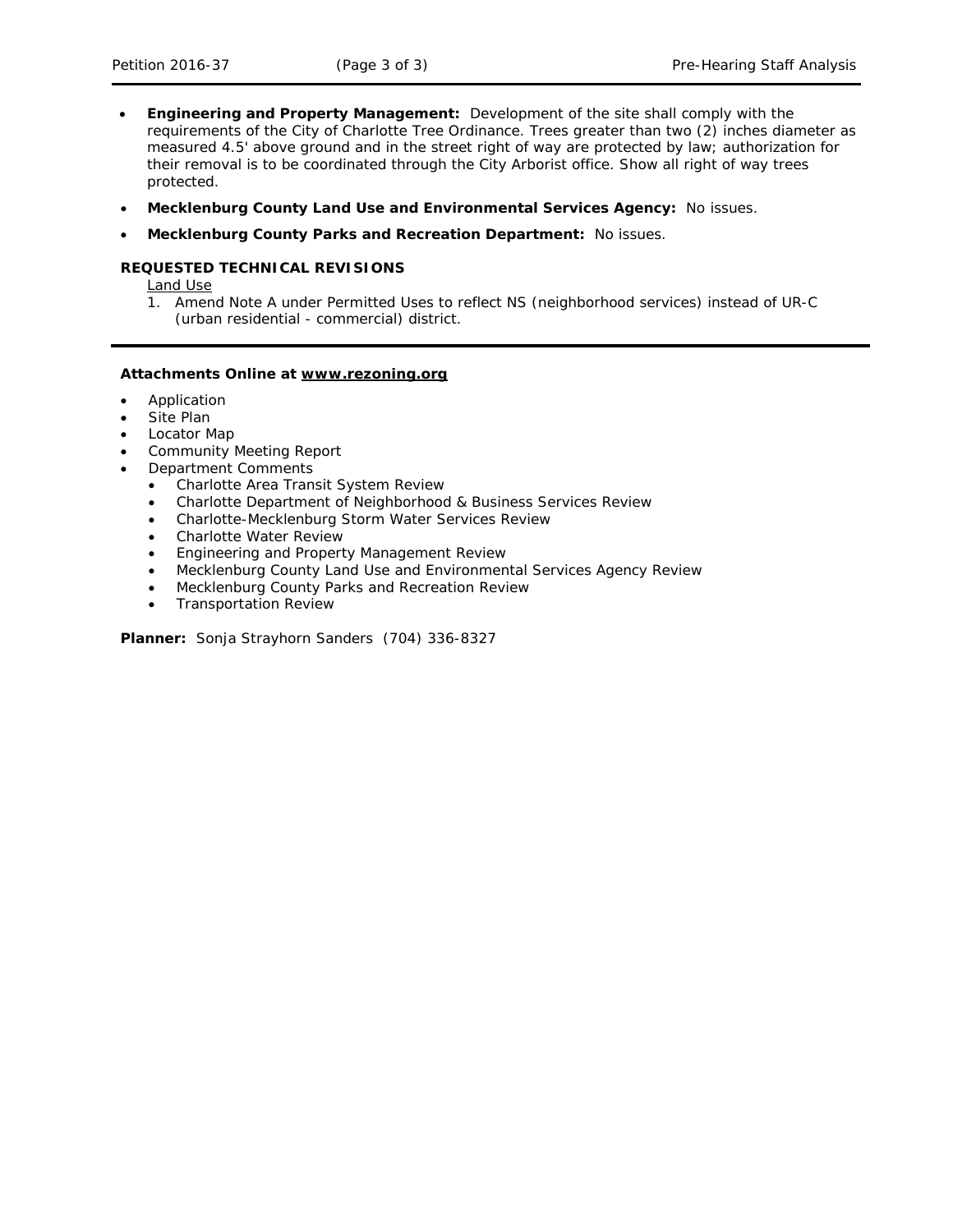- **Engineering and Property Management:** Development of the site shall comply with the requirements of the City of Charlotte Tree Ordinance. Trees greater than two (2) inches diameter as measured 4.5' above ground and in the street right of way are protected by law; authorization for their removal is to be coordinated through the City Arborist office. Show all right of way trees protected.
- **Mecklenburg County Land Use and Environmental Services Agency:** No issues.
- **Mecklenburg County Parks and Recreation Department:** No issues.

**REQUESTED TECHNICAL REVISIONS**

Land Use

1. Amend Note A under Permitted Uses to reflect NS (neighborhood services) instead of UR-C (urban residential - commercial) district.

---

**Attachments Online at www.rezoning.org**

- Application
- Site Plan
- Locator Map
- Community Meeting Report
- Department Comments
    - Charlotte Area Transit System Review
    - Charlotte Department of Neighborhood & Business Services Review
    - Charlotte-Mecklenburg Storm Water Services Review
    - Charlotte Water Review
    - Engineering and Property Management Review
    - Mecklenburg County Land Use and Environmental Services Agency Review
    - Mecklenburg County Parks and Recreation Review
    - Transportation Review

**Planner:** Sonja Strayhorn Sanders (704) 336-8327